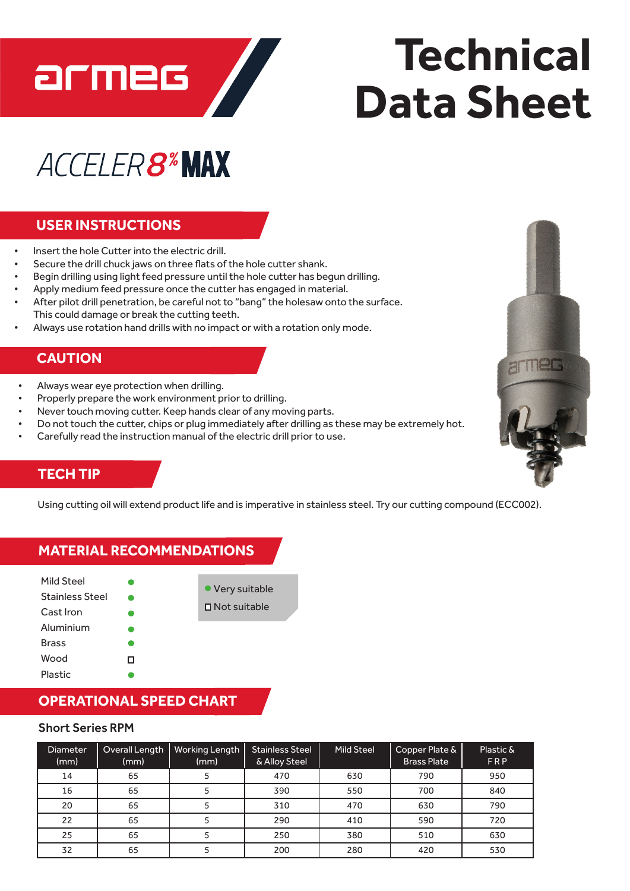# Technical Data Sheet

## ACCELER8% MAX

## USER INSTRUCTIONS

- Insert the hole Cutter into the electric drill.
- Secure the drill chuck jaws on three flats of the hole cutter shank.
- Begin drilling using light feed pressure until the hole cutter has begun drilling.
- Apply medium feed pressure once the cutter has engaged in material.
- After pilot drill penetration, be careful not to "bang" the holesaw onto the surface. This could damage or break the cutting teeth.
- Always use rotation hand drills with no impact or with a rotation only mode.

## CAUTION

- Always wear eye protection when drilling.
- Properly prepare the work environment prior to drilling.
- Never touch moving cutter. Keep hands clear of any moving parts.
- Do not touch the cutter, chips or plug immediately after drilling as these may be extremely hot.
- Carefully read the instruction manual of the electric drill prior to use.

## TECH TIP

Using cutting oil will extend product life and is imperative in stainless steel. Try our cutting compound (ECC002).

## MATERIAL RECOMMENDATIONS

| Material | Suitability |
|---|---|
| Mild Steel | ● |
| Stainless Steel | ● |
| Cast Iron | ● |
| Aluminium | ● |
| Brass | ● |
| Wood | ☐ |
| Plastic | ● |

● Very suitable
☐ Not suitable

## OPERATIONAL SPEED CHART

### Short Series RPM

| Diameter (mm) | Overall Length (mm) | Working Length (mm) | Stainless Steel & Alloy Steel | Mild Steel | Copper Plate & Brass Plate | Plastic & FRP |
|---|---|---|---|---|---|---|
| 14 | 65 | 5 | 470 | 630 | 790 | 950 |
| 16 | 65 | 5 | 390 | 550 | 700 | 840 |
| 20 | 65 | 5 | 310 | 470 | 630 | 790 |
| 22 | 65 | 5 | 290 | 410 | 590 | 720 |
| 25 | 65 | 5 | 250 | 380 | 510 | 630 |
| 32 | 65 | 5 | 200 | 280 | 420 | 530 |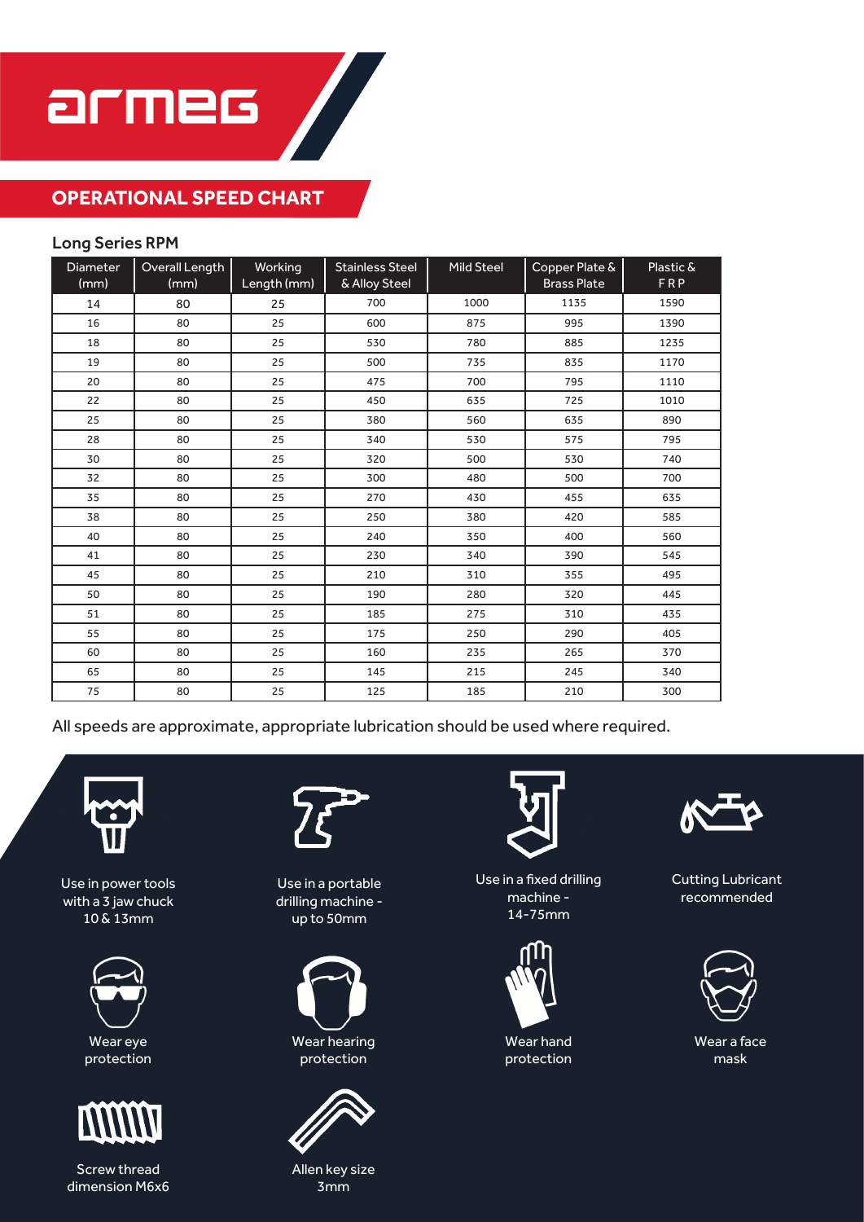# armeg

## OPERATIONAL SPEED CHART

### Long Series RPM

| Diameter (mm) | Overall Length (mm) | Working Length (mm) | Stainless Steel & Alloy Steel | Mild Steel | Copper Plate & Brass Plate | Plastic & FRP |
|---|---|---|---|---|---|---|
| 14 | 80 | 25 | 700 | 1000 | 1135 | 1590 |
| 16 | 80 | 25 | 600 | 875 | 995 | 1390 |
| 18 | 80 | 25 | 530 | 780 | 885 | 1235 |
| 19 | 80 | 25 | 500 | 735 | 835 | 1170 |
| 20 | 80 | 25 | 475 | 700 | 795 | 1110 |
| 22 | 80 | 25 | 450 | 635 | 725 | 1010 |
| 25 | 80 | 25 | 380 | 560 | 635 | 890 |
| 28 | 80 | 25 | 340 | 530 | 575 | 795 |
| 30 | 80 | 25 | 320 | 500 | 530 | 740 |
| 32 | 80 | 25 | 300 | 480 | 500 | 700 |
| 35 | 80 | 25 | 270 | 430 | 455 | 635 |
| 38 | 80 | 25 | 250 | 380 | 420 | 585 |
| 40 | 80 | 25 | 240 | 350 | 400 | 560 |
| 41 | 80 | 25 | 230 | 340 | 390 | 545 |
| 45 | 80 | 25 | 210 | 310 | 355 | 495 |
| 50 | 80 | 25 | 190 | 280 | 320 | 445 |
| 51 | 80 | 25 | 185 | 275 | 310 | 435 |
| 55 | 80 | 25 | 175 | 250 | 290 | 405 |
| 60 | 80 | 25 | 160 | 235 | 265 | 370 |
| 65 | 80 | 25 | 145 | 215 | 245 | 340 |
| 75 | 80 | 25 | 125 | 185 | 210 | 300 |

All speeds are approximate, appropriate lubrication should be used where required.

Use in power tools with a 3 jaw chuck 10 & 13mm

Use in a portable drilling machine - up to 50mm

Use in a fixed drilling machine - 14-75mm

Cutting Lubricant recommended

Wear eye protection

Wear hearing protection

Wear hand protection

Wear a face mask

Screw thread dimension M6x6

Allen key size 3mm